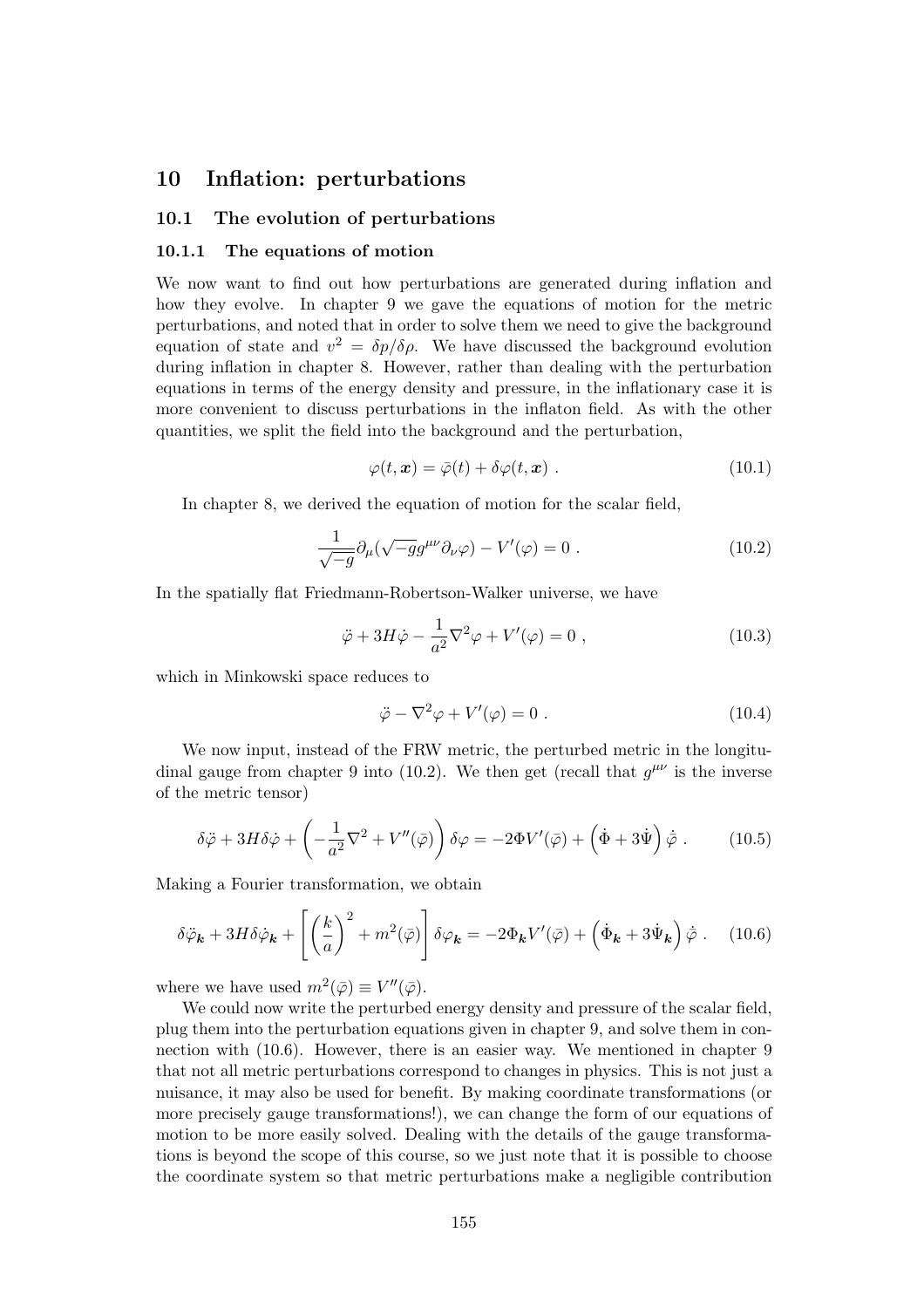# 10 Inflation: perturbations

## 10.1 The evolution of perturbations

### 10.1.1 The equations of motion

We now want to find out how perturbations are generated during inflation and how they evolve. In chapter 9 we gave the equations of motion for the metric perturbations, and noted that in order to solve them we need to give the background equation of state and $v^2 = \delta p/\delta\rho$. We have discussed the background evolution during inflation in chapter 8. However, rather than dealing with the perturbation equations in terms of the energy density and pressure, in the inflationary case it is more convenient to discuss perturbations in the inflaton field. As with the other quantities, we split the field into the background and the perturbation,

$$\varphi(t, \boldsymbol{x}) = \bar{\varphi}(t) + \delta\varphi(t, \boldsymbol{x}) \ . \tag{10.1}$$

In chapter 8, we derived the equation of motion for the scalar field,

$$\frac{1}{\sqrt{-g}}\partial_\mu(\sqrt{-g}g^{\mu\nu}\partial_\nu\varphi) - V'(\varphi) = 0 \ . \tag{10.2}$$

In the spatially flat Friedmann-Robertson-Walker universe, we have

$$\ddot{\varphi} + 3H\dot{\varphi} - \frac{1}{a^2}\nabla^2\varphi + V'(\varphi) = 0 \ , \tag{10.3}$$

which in Minkowski space reduces to

$$\ddot{\varphi} - \nabla^2\varphi + V'(\varphi) = 0 \ . \tag{10.4}$$

We now input, instead of the FRW metric, the perturbed metric in the longitudinal gauge from chapter 9 into (10.2). We then get (recall that $g^{\mu\nu}$ is the inverse of the metric tensor)

$$\delta\ddot{\varphi} + 3H\delta\dot{\varphi} + \left(-\frac{1}{a^2}\nabla^2 + V''(\bar{\varphi})\right)\delta\varphi = -2\Phi V'(\bar{\varphi}) + \left(\dot{\Phi} + 3\dot{\Psi}\right)\dot{\bar{\varphi}} \ . \tag{10.5}$$

Making a Fourier transformation, we obtain

$$\delta\ddot{\varphi}_{\boldsymbol{k}} + 3H\delta\dot{\varphi}_{\boldsymbol{k}} + \left[\left(\frac{k}{a}\right)^2 + m^2(\bar{\varphi})\right]\delta\varphi_{\boldsymbol{k}} = -2\Phi_{\boldsymbol{k}} V'(\bar{\varphi}) + \left(\dot{\Phi}_{\boldsymbol{k}} + 3\dot{\Psi}_{\boldsymbol{k}}\right)\dot{\bar{\varphi}} \ . \tag{10.6}$$

where we have used $m^2(\bar{\varphi}) \equiv V''(\bar{\varphi})$.

We could now write the perturbed energy density and pressure of the scalar field, plug them into the perturbation equations given in chapter 9, and solve them in connection with (10.6). However, there is an easier way. We mentioned in chapter 9 that not all metric perturbations correspond to changes in physics. This is not just a nuisance, it may also be used for benefit. By making coordinate transformations (or more precisely gauge transformations!), we can change the form of our equations of motion to be more easily solved. Dealing with the details of the gauge transformations is beyond the scope of this course, so we just note that it is possible to choose the coordinate system so that metric perturbations make a negligible contribution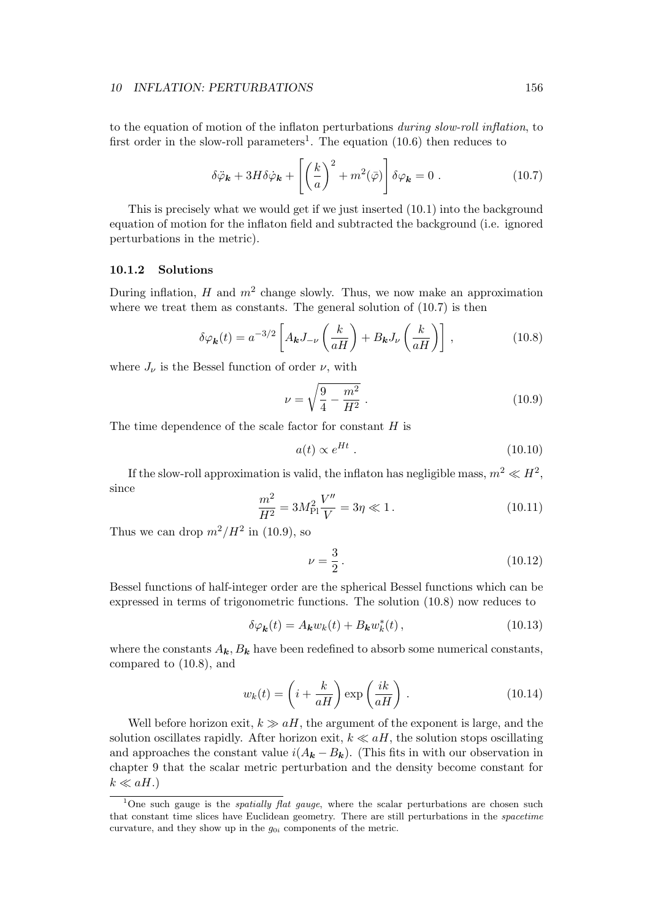to the equation of motion of the inflaton perturbations *during slow-roll inflation*, to first order in the slow-roll parameters[1]. The equation (10.6) then reduces to

$$\delta\ddot{\varphi}_{\boldsymbol{k}} + 3H\delta\dot{\varphi}_{\boldsymbol{k}} + \left[\left(\frac{k}{a}\right)^2 + m^2(\bar{\varphi})\right]\delta\varphi_{\boldsymbol{k}} = 0 \ . \tag{10.7}$$

This is precisely what we would get if we just inserted (10.1) into the background equation of motion for the inflaton field and subtracted the background (i.e. ignored perturbations in the metric).

### 10.1.2 Solutions

During inflation, $H$ and $m^2$ change slowly. Thus, we now make an approximation where we treat them as constants. The general solution of (10.7) is then

$$\delta\varphi_{\boldsymbol{k}}(t) = a^{-3/2}\left[A_{\boldsymbol{k}}J_{-\nu}\left(\frac{k}{aH}\right) + B_{\boldsymbol{k}}J_{\nu}\left(\frac{k}{aH}\right)\right] , \tag{10.8}$$

where $J_\nu$ is the Bessel function of order $\nu$, with

$$\nu = \sqrt{\frac{9}{4} - \frac{m^2}{H^2}} \ . \tag{10.9}$$

The time dependence of the scale factor for constant $H$ is

$$a(t) \propto e^{Ht} \ . \tag{10.10}$$

If the slow-roll approximation is valid, the inflaton has negligible mass, $m^2 \ll H^2$, since

$$\frac{m^2}{H^2} = 3M_{\rm Pl}^2\frac{V''}{V} = 3\eta \ll 1 \, . \tag{10.11}$$

Thus we can drop $m^2/H^2$ in (10.9), so

$$\nu = \frac{3}{2} \, . \tag{10.12}$$

Bessel functions of half-integer order are the spherical Bessel functions which can be expressed in terms of trigonometric functions. The solution (10.8) now reduces to

$$\delta\varphi_{\boldsymbol{k}}(t) = A_{\boldsymbol{k}}w_k(t) + B_{\boldsymbol{k}}w_k^*(t) \, , \tag{10.13}$$

where the constants $A_{\boldsymbol{k}}, B_{\boldsymbol{k}}$ have been redefined to absorb some numerical constants, compared to (10.8), and

$$w_k(t) = \left(i + \frac{k}{aH}\right)\exp\left(\frac{ik}{aH}\right) \, . \tag{10.14}$$

Well before horizon exit, $k \gg aH$, the argument of the exponent is large, and the solution oscillates rapidly. After horizon exit, $k \ll aH$, the solution stops oscillating and approaches the constant value $i(A_{\boldsymbol{k}} - B_{\boldsymbol{k}})$. (This fits in with our observation in chapter 9 that the scalar metric perturbation and the density become constant for $k \ll aH$.)

[1] One such gauge is the *spatially flat gauge*, where the scalar perturbations are chosen such that constant time slices have Euclidean geometry. There are still perturbations in the *spacetime* curvature, and they show up in the $g_{0i}$ components of the metric.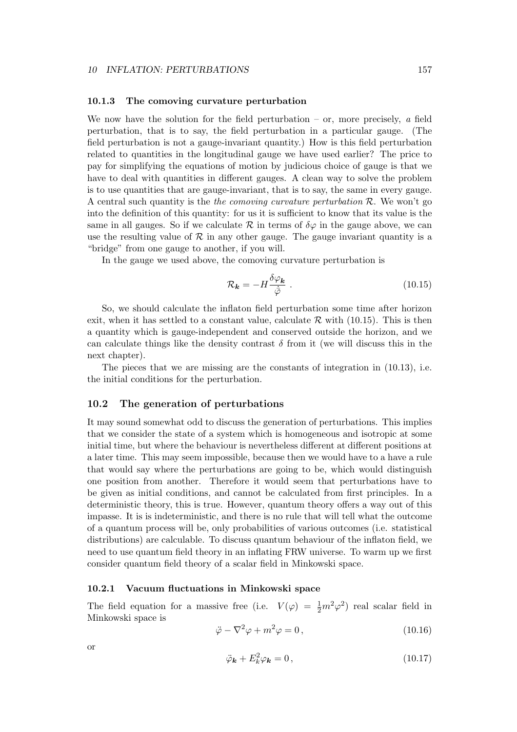### 10.1.3 The comoving curvature perturbation

We now have the solution for the field perturbation – or, more precisely, *a* field perturbation, that is to say, the field perturbation in a particular gauge. (The field perturbation is not a gauge-invariant quantity.) How is this field perturbation related to quantities in the longitudinal gauge we have used earlier? The price to pay for simplifying the equations of motion by judicious choice of gauge is that we have to deal with quantities in different gauges. A clean way to solve the problem is to use quantities that are gauge-invariant, that is to say, the same in every gauge. A central such quantity is the *the comoving curvature perturbation* $\mathcal{R}$. We won't go into the definition of this quantity: for us it is sufficient to know that its value is the same in all gauges. So if we calculate $\mathcal{R}$ in terms of $\delta\varphi$ in the gauge above, we can use the resulting value of $\mathcal{R}$ in any other gauge. The gauge invariant quantity is a "bridge" from one gauge to another, if you will.

In the gauge we used above, the comoving curvature perturbation is

$$\mathcal{R}_{\boldsymbol{k}} = -H\frac{\delta\varphi_{\boldsymbol{k}}}{\dot{\bar{\varphi}}} \ . \tag{10.15}$$

So, we should calculate the inflaton field perturbation some time after horizon exit, when it has settled to a constant value, calculate $\mathcal{R}$ with (10.15). This is then a quantity which is gauge-independent and conserved outside the horizon, and we can calculate things like the density contrast $\delta$ from it (we will discuss this in the next chapter).

The pieces that we are missing are the constants of integration in (10.13), i.e. the initial conditions for the perturbation.

## 10.2 The generation of perturbations

It may sound somewhat odd to discuss the generation of perturbations. This implies that we consider the state of a system which is homogeneous and isotropic at some initial time, but where the behaviour is nevertheless different at different positions at a later time. This may seem impossible, because then we would have to a have a rule that would say where the perturbations are going to be, which would distinguish one position from another. Therefore it would seem that perturbations have to be given as initial conditions, and cannot be calculated from first principles. In a deterministic theory, this is true. However, quantum theory offers a way out of this impasse. It is is indeterministic, and there is no rule that will tell what the outcome of a quantum process will be, only probabilities of various outcomes (i.e. statistical distributions) are calculable. To discuss quantum behaviour of the inflaton field, we need to use quantum field theory in an inflating FRW universe. To warm up we first consider quantum field theory of a scalar field in Minkowski space.

### 10.2.1 Vacuum fluctuations in Minkowski space

The field equation for a massive free (i.e. $V(\varphi) = \frac{1}{2}m^2\varphi^2$) real scalar field in Minkowski space is

$$\ddot{\varphi} - \nabla^2\varphi + m^2\varphi = 0\,, \tag{10.16}$$

or

$$\ddot{\varphi}_{\boldsymbol{k}} + E_k^2\varphi_{\boldsymbol{k}} = 0\,, \tag{10.17}$$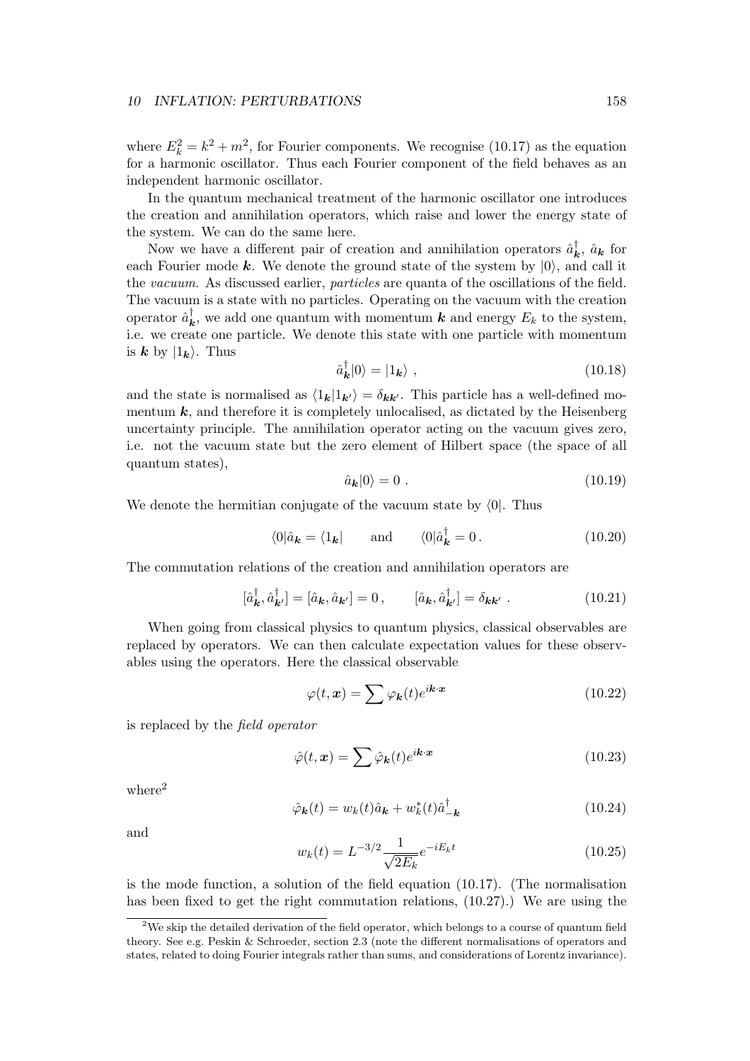where $E_k^2 = k^2 + m^2$, for Fourier components. We recognise (10.17) as the equation for a harmonic oscillator. Thus each Fourier component of the field behaves as an independent harmonic oscillator.

In the quantum mechanical treatment of the harmonic oscillator one introduces the creation and annihilation operators, which raise and lower the energy state of the system. We can do the same here.

Now we have a different pair of creation and annihilation operators $\hat{a}^\dagger_{\boldsymbol{k}}$, $\hat{a}_{\boldsymbol{k}}$ for each Fourier mode $\boldsymbol{k}$. We denote the ground state of the system by $|0\rangle$, and call it the *vacuum*. As discussed earlier, *particles* are quanta of the oscillations of the field. The vacuum is a state with no particles. Operating on the vacuum with the creation operator $\hat{a}^\dagger_{\boldsymbol{k}}$, we add one quantum with momentum $\boldsymbol{k}$ and energy $E_k$ to the system, i.e. we create one particle. We denote this state with one particle with momentum is $\boldsymbol{k}$ by $|1_{\boldsymbol{k}}\rangle$. Thus

$$\hat{a}^\dagger_{\boldsymbol{k}}|0\rangle = |1_{\boldsymbol{k}}\rangle \ , \tag{10.18}$$

and the state is normalised as $\langle 1_{\boldsymbol{k}}|1_{\boldsymbol{k}'}\rangle = \delta_{\boldsymbol{k}\boldsymbol{k}'}$. This particle has a well-defined momentum $\boldsymbol{k}$, and therefore it is completely unlocalised, as dictated by the Heisenberg uncertainty principle. The annihilation operator acting on the vacuum gives zero, i.e. not the vacuum state but the zero element of Hilbert space (the space of all quantum states),

$$\hat{a}_{\boldsymbol{k}}|0\rangle = 0 \ . \tag{10.19}$$

We denote the hermitian conjugate of the vacuum state by $\langle 0|$. Thus

$$\langle 0|\hat{a}_{\boldsymbol{k}} = \langle 1_{\boldsymbol{k}}| \qquad \text{and} \qquad \langle 0|\hat{a}^\dagger_{\boldsymbol{k}} = 0 \, . \tag{10.20}$$

The commutation relations of the creation and annihilation operators are

$$[\hat{a}^\dagger_{\boldsymbol{k}}, \hat{a}^\dagger_{\boldsymbol{k}'}] = [\hat{a}_{\boldsymbol{k}}, \hat{a}_{\boldsymbol{k}'}] = 0 \, , \qquad [\hat{a}_{\boldsymbol{k}}, \hat{a}^\dagger_{\boldsymbol{k}'}] = \delta_{\boldsymbol{k}\boldsymbol{k}'} \ . \tag{10.21}$$

When going from classical physics to quantum physics, classical observables are replaced by operators. We can then calculate expectation values for these observables using the operators. Here the classical observable

$$\varphi(t, \boldsymbol{x}) = \sum \varphi_{\boldsymbol{k}}(t) e^{i\boldsymbol{k}\cdot\boldsymbol{x}} \tag{10.22}$$

is replaced by the *field operator*

$$\hat{\varphi}(t, \boldsymbol{x}) = \sum \hat{\varphi}_{\boldsymbol{k}}(t) e^{i\boldsymbol{k}\cdot\boldsymbol{x}} \tag{10.23}$$

where[2]

$$\hat{\varphi}_{\boldsymbol{k}}(t) = w_k(t)\hat{a}_{\boldsymbol{k}} + w_k^*(t)\hat{a}^\dagger_{-\boldsymbol{k}} \tag{10.24}$$

and

$$w_k(t) = L^{-3/2}\frac{1}{\sqrt{2E_k}}e^{-iE_k t} \tag{10.25}$$

is the mode function, a solution of the field equation (10.17). (The normalisation has been fixed to get the right commutation relations, (10.27).) We are using the

[2] We skip the detailed derivation of the field operator, which belongs to a course of quantum field theory. See e.g. Peskin & Schroeder, section 2.3 (note the different normalisations of operators and states, related to doing Fourier integrals rather than sums, and considerations of Lorentz invariance).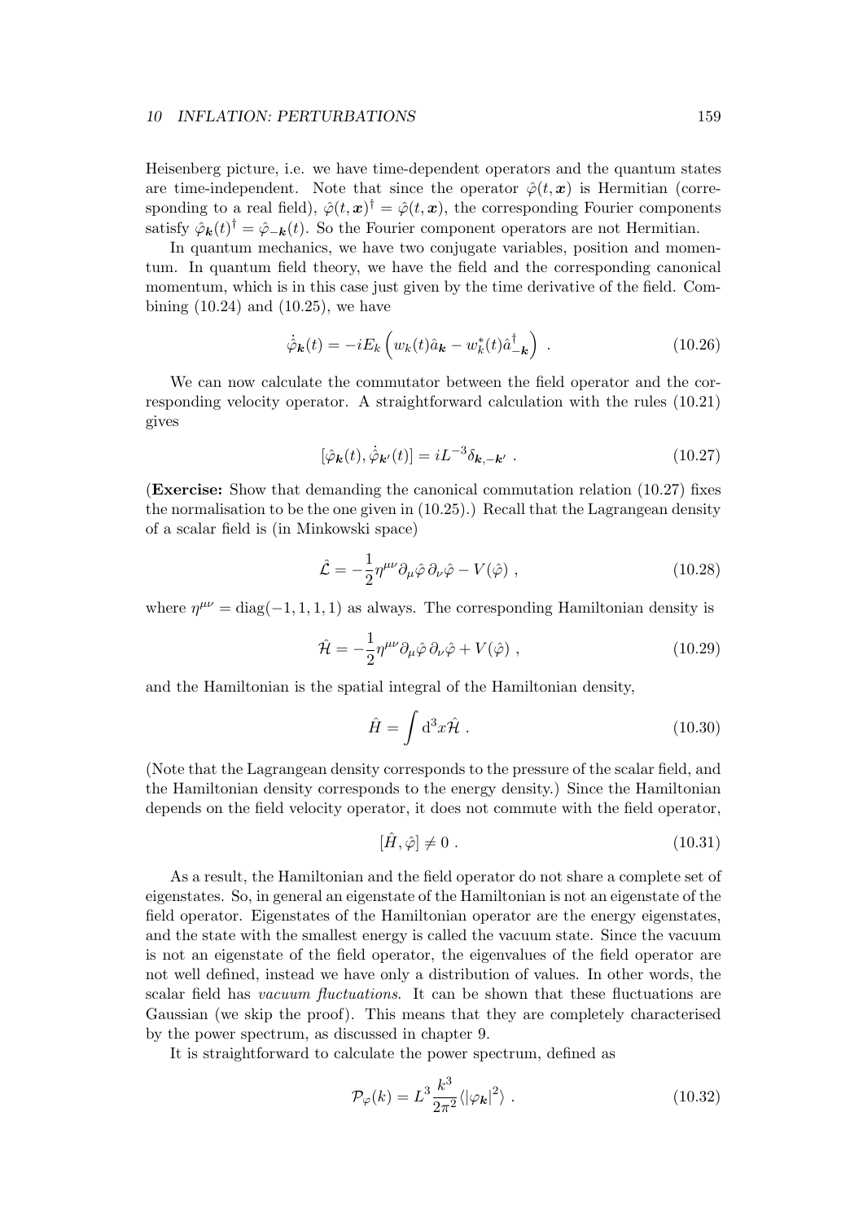Heisenberg picture, i.e. we have time-dependent operators and the quantum states are time-independent. Note that since the operator $\hat{\varphi}(t,\boldsymbol{x})$ is Hermitian (corresponding to a real field), $\hat{\varphi}(t,\boldsymbol{x})^\dagger = \hat{\varphi}(t,\boldsymbol{x})$, the corresponding Fourier components satisfy $\hat{\varphi}_{\boldsymbol{k}}(t)^\dagger = \hat{\varphi}_{-\boldsymbol{k}}(t)$. So the Fourier component operators are not Hermitian.

In quantum mechanics, we have two conjugate variables, position and momentum. In quantum field theory, we have the field and the corresponding canonical momentum, which is in this case just given by the time derivative of the field. Combining (10.24) and (10.25), we have

$$\dot{\hat{\varphi}}_{\boldsymbol{k}}(t) = -iE_k\left(w_k(t)\hat{a}_{\boldsymbol{k}} - w_k^*(t)\hat{a}^\dagger_{-\boldsymbol{k}}\right) . \tag{10.26}$$

We can now calculate the commutator between the field operator and the corresponding velocity operator. A straightforward calculation with the rules (10.21) gives

$$[\hat{\varphi}_{\boldsymbol{k}}(t), \dot{\hat{\varphi}}_{\boldsymbol{k}'}(t)] = iL^{-3}\delta_{\boldsymbol{k},-\boldsymbol{k}'} . \tag{10.27}$$

(**Exercise:** Show that demanding the canonical commutation relation (10.27) fixes the normalisation to be the one given in (10.25).) Recall that the Lagrangean density of a scalar field is (in Minkowski space)

$$\hat{\mathcal{L}} = -\frac{1}{2}\eta^{\mu\nu}\partial_\mu\hat{\varphi}\,\partial_\nu\hat{\varphi} - V(\hat{\varphi}) , \tag{10.28}$$

where $\eta^{\mu\nu} = \mathrm{diag}(-1,1,1,1)$ as always. The corresponding Hamiltonian density is

$$\hat{\mathcal{H}} = -\frac{1}{2}\eta^{\mu\nu}\partial_\mu\hat{\varphi}\,\partial_\nu\hat{\varphi} + V(\hat{\varphi}) , \tag{10.29}$$

and the Hamiltonian is the spatial integral of the Hamiltonian density,

$$\hat{H} = \int \mathrm{d}^3x\hat{\mathcal{H}} . \tag{10.30}$$

(Note that the Lagrangean density corresponds to the pressure of the scalar field, and the Hamiltonian density corresponds to the energy density.) Since the Hamiltonian depends on the field velocity operator, it does not commute with the field operator,

$$[\hat{H}, \hat{\varphi}] \neq 0 . \tag{10.31}$$

As a result, the Hamiltonian and the field operator do not share a complete set of eigenstates. So, in general an eigenstate of the Hamiltonian is not an eigenstate of the field operator. Eigenstates of the Hamiltonian operator are the energy eigenstates, and the state with the smallest energy is called the vacuum state. Since the vacuum is not an eigenstate of the field operator, the eigenvalues of the field operator are not well defined, instead we have only a distribution of values. In other words, the scalar field has *vacuum fluctuations*. It can be shown that these fluctuations are Gaussian (we skip the proof). This means that they are completely characterised by the power spectrum, as discussed in chapter 9.

It is straightforward to calculate the power spectrum, defined as

$$\mathcal{P}_\varphi(k) = L^3\frac{k^3}{2\pi^2}\langle|\varphi_{\boldsymbol{k}}|^2\rangle . \tag{10.32}$$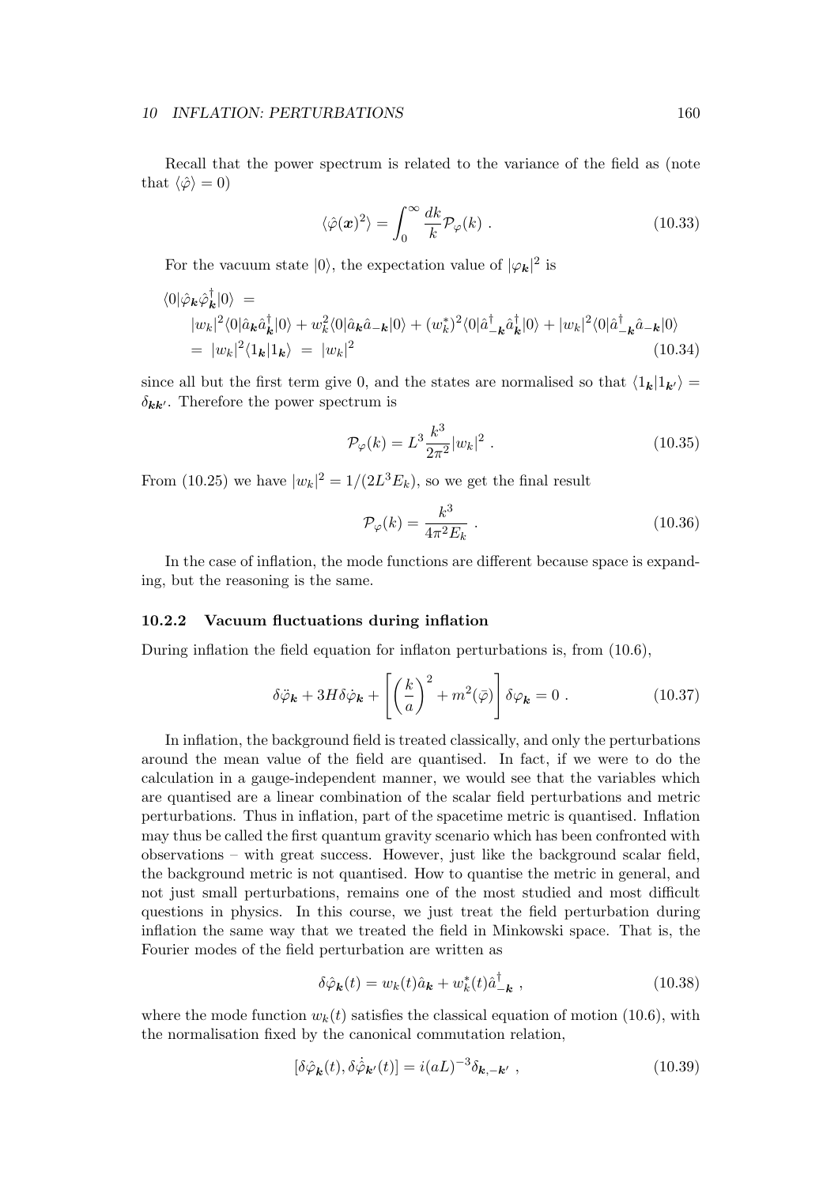Recall that the power spectrum is related to the variance of the field as (note that $\langle\hat{\varphi}\rangle = 0$)

$$\langle\hat{\varphi}(\boldsymbol{x})^2\rangle = \int_0^\infty \frac{dk}{k}\mathcal{P}_\varphi(k) \ . \tag{10.33}$$

For the vacuum state $|0\rangle$, the expectation value of $|\varphi_{\boldsymbol{k}}|^2$ is

$$\begin{aligned}
\langle 0|\hat{\varphi}_{\boldsymbol{k}}\hat{\varphi}^\dagger_{\boldsymbol{k}}|0\rangle \ &= \\
&|w_k|^2\langle 0|\hat{a}_{\boldsymbol{k}}\hat{a}^\dagger_{\boldsymbol{k}}|0\rangle + w_k^2\langle 0|\hat{a}_{\boldsymbol{k}}\hat{a}_{-\boldsymbol{k}}|0\rangle + (w_k^*)^2\langle 0|\hat{a}^\dagger_{-\boldsymbol{k}}\hat{a}^\dagger_{\boldsymbol{k}}|0\rangle + |w_k|^2\langle 0|\hat{a}^\dagger_{-\boldsymbol{k}}\hat{a}_{-\boldsymbol{k}}|0\rangle \\
&= \ |w_k|^2\langle 1_{\boldsymbol{k}}|1_{\boldsymbol{k}}\rangle \ = \ |w_k|^2
\end{aligned} \tag{10.34}$$

since all but the first term give 0, and the states are normalised so that $\langle 1_{\boldsymbol{k}}|1_{\boldsymbol{k}'}\rangle = \delta_{\boldsymbol{k}\boldsymbol{k}'}$. Therefore the power spectrum is

$$\mathcal{P}_\varphi(k) = L^3\frac{k^3}{2\pi^2}|w_k|^2 \ . \tag{10.35}$$

From (10.25) we have $|w_k|^2 = 1/(2L^3E_k)$, so we get the final result

$$\mathcal{P}_\varphi(k) = \frac{k^3}{4\pi^2 E_k} \ . \tag{10.36}$$

In the case of inflation, the mode functions are different because space is expanding, but the reasoning is the same.

### 10.2.2 Vacuum fluctuations during inflation

During inflation the field equation for inflaton perturbations is, from (10.6),

$$\delta\ddot{\varphi}_{\boldsymbol{k}} + 3H\delta\dot{\varphi}_{\boldsymbol{k}} + \left[\left(\frac{k}{a}\right)^2 + m^2(\bar{\varphi})\right]\delta\varphi_{\boldsymbol{k}} = 0 \ . \tag{10.37}$$

In inflation, the background field is treated classically, and only the perturbations around the mean value of the field are quantised. In fact, if we were to do the calculation in a gauge-independent manner, we would see that the variables which are quantised are a linear combination of the scalar field perturbations and metric perturbations. Thus in inflation, part of the spacetime metric is quantised. Inflation may thus be called the first quantum gravity scenario which has been confronted with observations – with great success. However, just like the background scalar field, the background metric is not quantised. How to quantise the metric in general, and not just small perturbations, remains one of the most studied and most difficult questions in physics. In this course, we just treat the field perturbation during inflation the same way that we treated the field in Minkowski space. That is, the Fourier modes of the field perturbation are written as

$$\delta\hat{\varphi}_{\boldsymbol{k}}(t) = w_k(t)\hat{a}_{\boldsymbol{k}} + w_k^*(t)\hat{a}^\dagger_{-\boldsymbol{k}} \ , \tag{10.38}$$

where the mode function $w_k(t)$ satisfies the classical equation of motion (10.6), with the normalisation fixed by the canonical commutation relation,

$$[\delta\hat{\varphi}_{\boldsymbol{k}}(t), \delta\dot{\hat{\varphi}}_{\boldsymbol{k}'}(t)] = i(aL)^{-3}\delta_{\boldsymbol{k},-\boldsymbol{k}'} \ , \tag{10.39}$$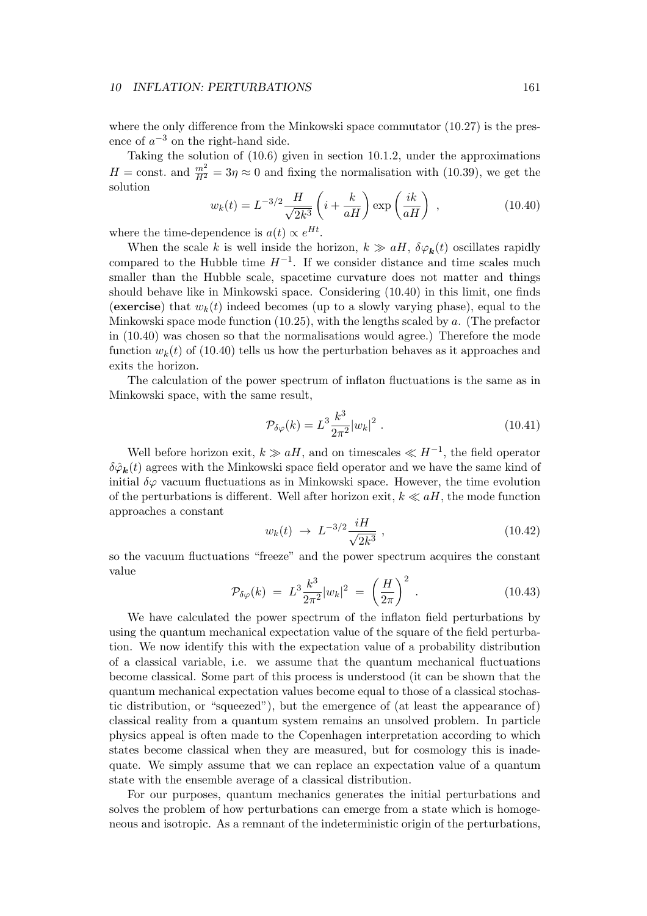where the only difference from the Minkowski space commutator (10.27) is the presence of $a^{-3}$ on the right-hand side.

Taking the solution of (10.6) given in section 10.1.2, under the approximations $H = \text{const.}$ and $\frac{m^2}{H^2} = 3\eta \approx 0$ and fixing the normalisation with (10.39), we get the solution

$$w_k(t) = L^{-3/2} \frac{H}{\sqrt{2k^3}} \left( i + \frac{k}{aH} \right) \exp\left( \frac{ik}{aH} \right) , \tag{10.40}$$

where the time-dependence is $a(t) \propto e^{Ht}$.

When the scale $k$ is well inside the horizon, $k \gg aH$, $\delta\varphi_{\mathbf{k}}(t)$ oscillates rapidly compared to the Hubble time $H^{-1}$. If we consider distance and time scales much smaller than the Hubble scale, spacetime curvature does not matter and things should behave like in Minkowski space. Considering (10.40) in this limit, one finds (**exercise**) that $w_k(t)$ indeed becomes (up to a slowly varying phase), equal to the Minkowski space mode function (10.25), with the lengths scaled by $a$. (The prefactor in (10.40) was chosen so that the normalisations would agree.) Therefore the mode function $w_k(t)$ of (10.40) tells us how the perturbation behaves as it approaches and exits the horizon.

The calculation of the power spectrum of inflaton fluctuations is the same as in Minkowski space, with the same result,

$$\mathcal{P}_{\delta\varphi}(k) = L^3 \frac{k^3}{2\pi^2} |w_k|^2 . \tag{10.41}$$

Well before horizon exit, $k \gg aH$, and on timescales $\ll H^{-1}$, the field operator $\delta\hat{\varphi}_{\mathbf{k}}(t)$ agrees with the Minkowski space field operator and we have the same kind of initial $\delta\varphi$ vacuum fluctuations as in Minkowski space. However, the time evolution of the perturbations is different. Well after horizon exit, $k \ll aH$, the mode function approaches a constant

$$w_k(t) \;\rightarrow\; L^{-3/2} \frac{iH}{\sqrt{2k^3}} , \tag{10.42}$$

so the vacuum fluctuations "freeze" and the power spectrum acquires the constant value

$$\mathcal{P}_{\delta\varphi}(k) \;=\; L^3 \frac{k^3}{2\pi^2} |w_k|^2 \;=\; \left( \frac{H}{2\pi} \right)^2 . \tag{10.43}$$

We have calculated the power spectrum of the inflaton field perturbations by using the quantum mechanical expectation value of the square of the field perturbation. We now identify this with the expectation value of a probability distribution of a classical variable, i.e. we assume that the quantum mechanical fluctuations become classical. Some part of this process is understood (it can be shown that the quantum mechanical expectation values become equal to those of a classical stochastic distribution, or "squeezed"), but the emergence of (at least the appearance of) classical reality from a quantum system remains an unsolved problem. In particle physics appeal is often made to the Copenhagen interpretation according to which states become classical when they are measured, but for cosmology this is inadequate. We simply assume that we can replace an expectation value of a quantum state with the ensemble average of a classical distribution.

For our purposes, quantum mechanics generates the initial perturbations and solves the problem of how perturbations can emerge from a state which is homogeneous and isotropic. As a remnant of the indeterministic origin of the perturbations,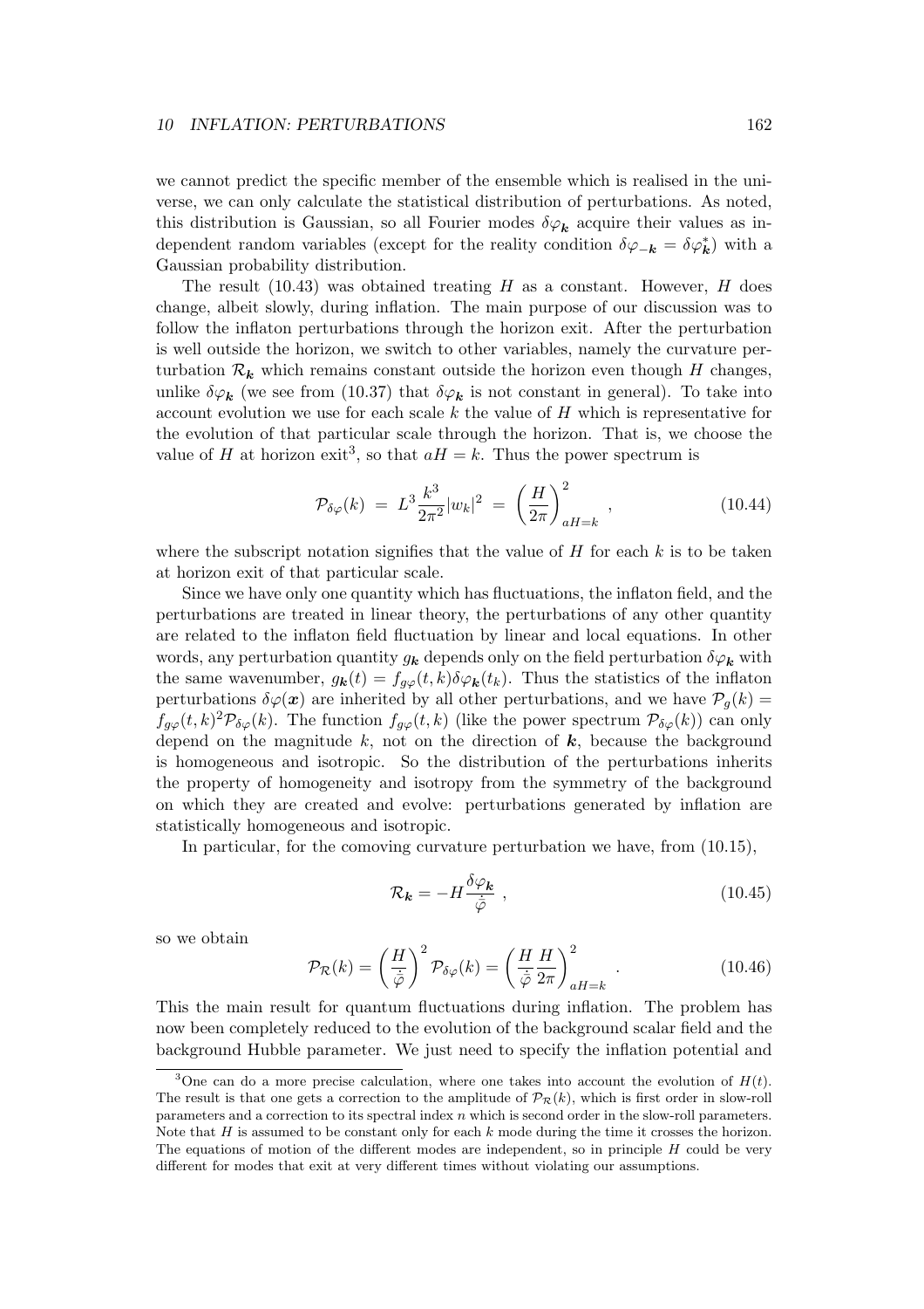we cannot predict the specific member of the ensemble which is realised in the universe, we can only calculate the statistical distribution of perturbations. As noted, this distribution is Gaussian, so all Fourier modes $\delta\varphi_{\boldsymbol{k}}$ acquire their values as independent random variables (except for the reality condition $\delta\varphi_{-\boldsymbol{k}} = \delta\varphi^*_{\boldsymbol{k}}$) with a Gaussian probability distribution.

The result (10.43) was obtained treating $H$ as a constant. However, $H$ does change, albeit slowly, during inflation. The main purpose of our discussion was to follow the inflaton perturbations through the horizon exit. After the perturbation is well outside the horizon, we switch to other variables, namely the curvature perturbation $\mathcal{R}_{\boldsymbol{k}}$ which remains constant outside the horizon even though $H$ changes, unlike $\delta\varphi_{\boldsymbol{k}}$ (we see from (10.37) that $\delta\varphi_{\boldsymbol{k}}$ is not constant in general). To take into account evolution we use for each scale $k$ the value of $H$ which is representative for the evolution of that particular scale through the horizon. That is, we choose the value of $H$ at horizon exit[3], so that $aH = k$. Thus the power spectrum is

$$\mathcal{P}_{\delta\varphi}(k) \;=\; L^3\frac{k^3}{2\pi^2}|w_k|^2 \;=\; \left(\frac{H}{2\pi}\right)^2_{aH=k}\;, \tag{10.44}$$

where the subscript notation signifies that the value of $H$ for each $k$ is to be taken at horizon exit of that particular scale.

Since we have only one quantity which has fluctuations, the inflaton field, and the perturbations are treated in linear theory, the perturbations of any other quantity are related to the inflaton field fluctuation by linear and local equations. In other words, any perturbation quantity $g_{\boldsymbol{k}}$ depends only on the field perturbation $\delta\varphi_{\boldsymbol{k}}$ with the same wavenumber, $g_{\boldsymbol{k}}(t) = f_{g\varphi}(t,k)\delta\varphi_{\boldsymbol{k}}(t_k)$. Thus the statistics of the inflaton perturbations $\delta\varphi(\boldsymbol{x})$ are inherited by all other perturbations, and we have $\mathcal{P}_g(k) = f_{g\varphi}(t,k)^2\mathcal{P}_{\delta\varphi}(k)$. The function $f_{g\varphi}(t,k)$ (like the power spectrum $\mathcal{P}_{\delta\varphi}(k)$) can only depend on the magnitude $k$, not on the direction of $\boldsymbol{k}$, because the background is homogeneous and isotropic. So the distribution of the perturbations inherits the property of homogeneity and isotropy from the symmetry of the background on which they are created and evolve: perturbations generated by inflation are statistically homogeneous and isotropic.

In particular, for the comoving curvature perturbation we have, from (10.15),

$$\mathcal{R}_{\boldsymbol{k}} = -H\frac{\delta\varphi_{\boldsymbol{k}}}{\dot{\bar\varphi}}\;, \tag{10.45}$$

so we obtain

$$\mathcal{P}_{\mathcal{R}}(k) = \left(\frac{H}{\dot{\bar\varphi}}\right)^2\mathcal{P}_{\delta\varphi}(k) = \left(\frac{H}{\dot{\bar\varphi}}\frac{H}{2\pi}\right)^2_{aH=k}\;. \tag{10.46}$$

This the main result for quantum fluctuations during inflation. The problem has now been completely reduced to the evolution of the background scalar field and the background Hubble parameter. We just need to specify the inflation potential and

[3] One can do a more precise calculation, where one takes into account the evolution of $H(t)$. The result is that one gets a correction to the amplitude of $\mathcal{P}_{\mathcal{R}}(k)$, which is first order in slow-roll parameters and a correction to its spectral index $n$ which is second order in the slow-roll parameters. Note that $H$ is assumed to be constant only for each $k$ mode during the time it crosses the horizon. The equations of motion of the different modes are independent, so in principle $H$ could be very different for modes that exit at very different times without violating our assumptions.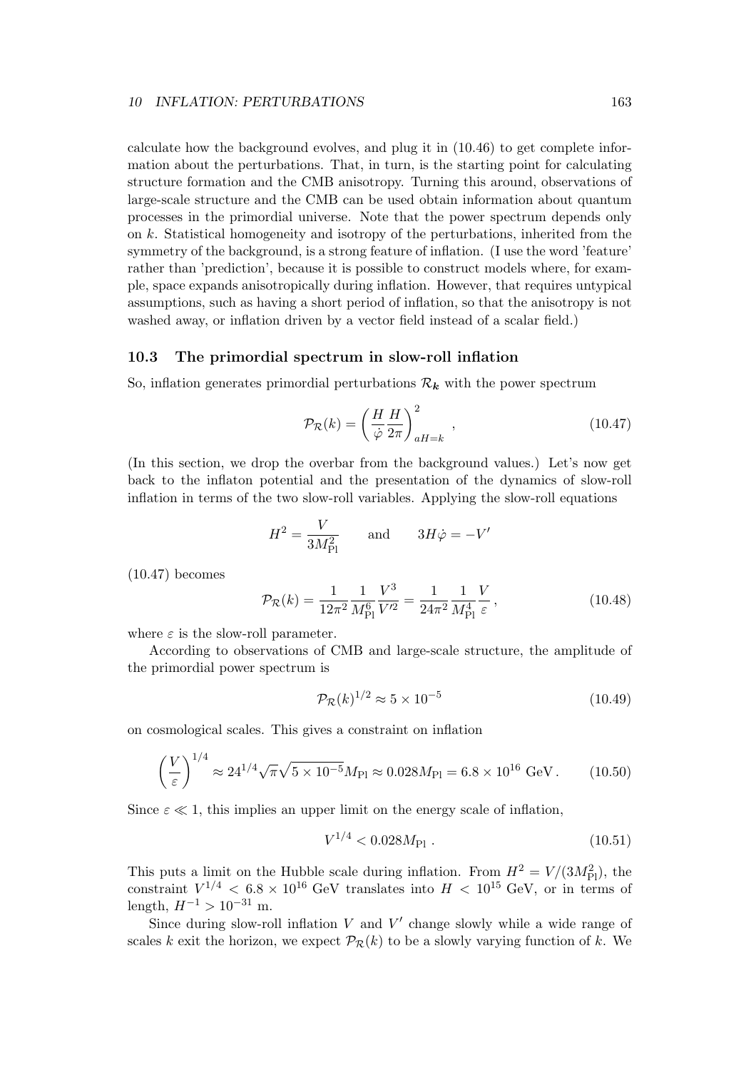calculate how the background evolves, and plug it in (10.46) to get complete information about the perturbations. That, in turn, is the starting point for calculating structure formation and the CMB anisotropy. Turning this around, observations of large-scale structure and the CMB can be used obtain information about quantum processes in the primordial universe. Note that the power spectrum depends only on $k$. Statistical homogeneity and isotropy of the perturbations, inherited from the symmetry of the background, is a strong feature of inflation. (I use the word 'feature' rather than 'prediction', because it is possible to construct models where, for example, space expands anisotropically during inflation. However, that requires untypical assumptions, such as having a short period of inflation, so that the anisotropy is not washed away, or inflation driven by a vector field instead of a scalar field.)

## 10.3 The primordial spectrum in slow-roll inflation

So, inflation generates primordial perturbations $\mathcal{R}_{\boldsymbol{k}}$ with the power spectrum

$$\mathcal{P}_{\mathcal{R}}(k) = \left( \frac{H}{\dot{\varphi}} \frac{H}{2\pi} \right)^2_{aH=k} , \tag{10.47}$$

(In this section, we drop the overbar from the background values.) Let's now get back to the inflaton potential and the presentation of the dynamics of slow-roll inflation in terms of the two slow-roll variables. Applying the slow-roll equations

$$H^2 = \frac{V}{3M_{\rm Pl}^2} \qquad \text{and} \qquad 3H\dot{\varphi} = -V'$$

(10.47) becomes

$$\mathcal{P}_{\mathcal{R}}(k) = \frac{1}{12\pi^2} \frac{1}{M_{\rm Pl}^6} \frac{V^3}{V'^2} = \frac{1}{24\pi^2} \frac{1}{M_{\rm Pl}^4} \frac{V}{\varepsilon} , \tag{10.48}$$

where $\varepsilon$ is the slow-roll parameter.

According to observations of CMB and large-scale structure, the amplitude of the primordial power spectrum is

$$\mathcal{P}_{\mathcal{R}}(k)^{1/2} \approx 5 \times 10^{-5} \tag{10.49}$$

on cosmological scales. This gives a constraint on inflation

$$\left( \frac{V}{\varepsilon} \right)^{1/4} \approx 24^{1/4} \sqrt{\pi} \sqrt{5 \times 10^{-5}} M_{\rm Pl} \approx 0.028 M_{\rm Pl} = 6.8 \times 10^{16} \text{ GeV} . \tag{10.50}$$

Since $\varepsilon \ll 1$, this implies an upper limit on the energy scale of inflation,

$$V^{1/4} < 0.028 M_{\rm Pl} . \tag{10.51}$$

This puts a limit on the Hubble scale during inflation. From $H^2 = V/(3M_{\rm Pl}^2)$, the constraint $V^{1/4} < 6.8 \times 10^{16}$ GeV translates into $H < 10^{15}$ GeV, or in terms of length, $H^{-1} > 10^{-31}$ m.

Since during slow-roll inflation $V$ and $V'$ change slowly while a wide range of scales $k$ exit the horizon, we expect $\mathcal{P}_{\mathcal{R}}(k)$ to be a slowly varying function of $k$. We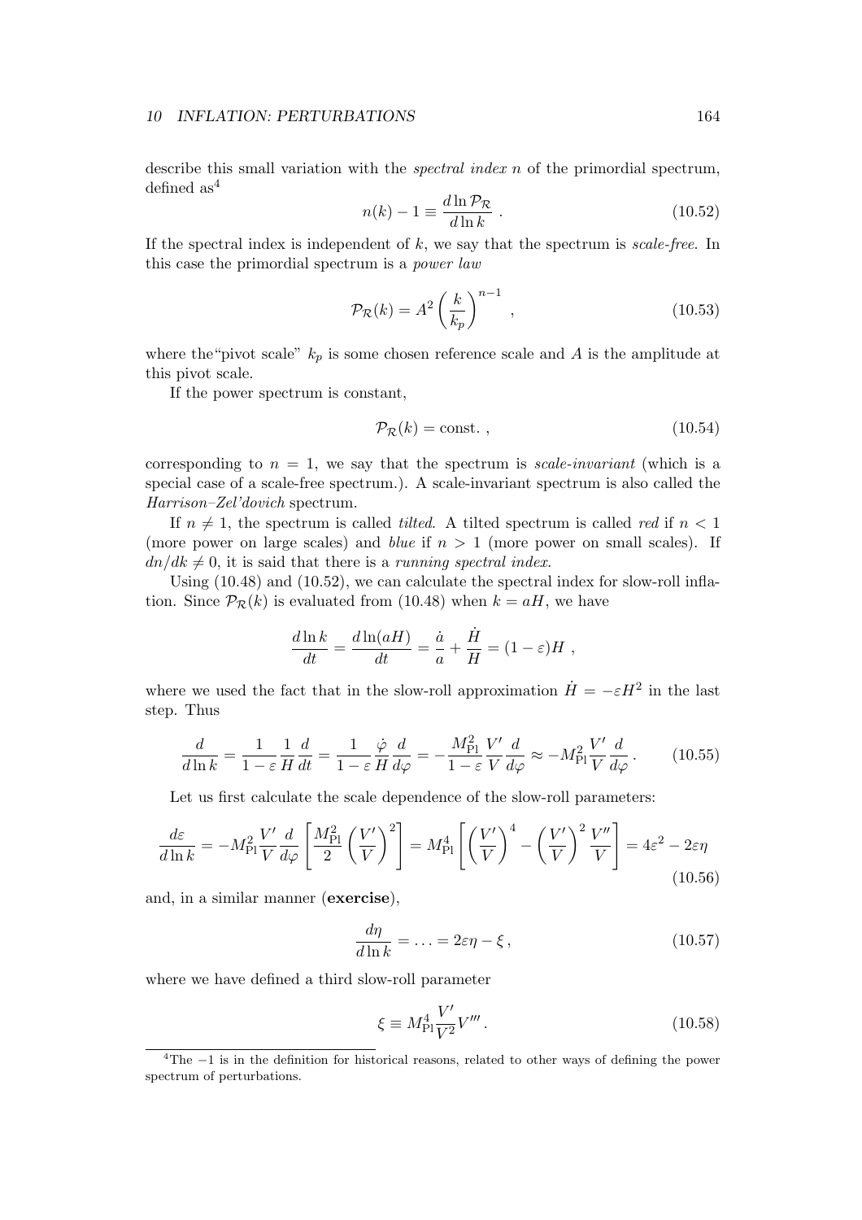describe this small variation with the *spectral index* $n$ of the primordial spectrum, defined as[4]

$$n(k) - 1 \equiv \frac{d \ln \mathcal{P}_\mathcal{R}}{d \ln k} \,. \tag{10.52}$$

If the spectral index is independent of $k$, we say that the spectrum is *scale-free*. In this case the primordial spectrum is a *power law*

$$\mathcal{P}_\mathcal{R}(k) = A^2 \left( \frac{k}{k_p} \right)^{n-1} \,, \tag{10.53}$$

where the"pivot scale" $k_p$ is some chosen reference scale and $A$ is the amplitude at this pivot scale.

If the power spectrum is constant,

$$\mathcal{P}_\mathcal{R}(k) = \text{const.} \,, \tag{10.54}$$

corresponding to $n = 1$, we say that the spectrum is *scale-invariant* (which is a special case of a scale-free spectrum.). A scale-invariant spectrum is also called the *Harrison–Zel'dovich* spectrum.

If $n \neq 1$, the spectrum is called *tilted*. A tilted spectrum is called *red* if $n < 1$ (more power on large scales) and *blue* if $n > 1$ (more power on small scales). If $dn/dk \neq 0$, it is said that there is a *running spectral index.*

Using (10.48) and (10.52), we can calculate the spectral index for slow-roll inflation. Since $\mathcal{P}_\mathcal{R}(k)$ is evaluated from (10.48) when $k = aH$, we have

$$\frac{d \ln k}{dt} = \frac{d \ln (aH)}{dt} = \frac{\dot{a}}{a} + \frac{\dot{H}}{H} = (1 - \varepsilon) H \,,$$

where we used the fact that in the slow-roll approximation $\dot{H} = -\varepsilon H^2$ in the last step. Thus

$$\frac{d}{d \ln k} = \frac{1}{1-\varepsilon} \frac{1}{H} \frac{d}{dt} = \frac{1}{1-\varepsilon} \frac{\dot{\varphi}}{H} \frac{d}{d\varphi} = -\frac{M_{\text{Pl}}^2}{1-\varepsilon} \frac{V'}{V} \frac{d}{d\varphi} \approx -M_{\text{Pl}}^2 \frac{V'}{V} \frac{d}{d\varphi} \,. \tag{10.55}$$

Let us first calculate the scale dependence of the slow-roll parameters:

$$\frac{d\varepsilon}{d \ln k} = -M_{\text{Pl}}^2 \frac{V'}{V} \frac{d}{d\varphi} \left[ \frac{M_{\text{Pl}}^2}{2} \left( \frac{V'}{V} \right)^2 \right] = M_{\text{Pl}}^4 \left[ \left( \frac{V'}{V} \right)^4 - \left( \frac{V'}{V} \right)^2 \frac{V''}{V} \right] = 4\varepsilon^2 - 2\varepsilon\eta \tag{10.56}$$

and, in a similar manner (**exercise**),

$$\frac{d\eta}{d \ln k} = \ldots = 2\varepsilon\eta - \xi \,, \tag{10.57}$$

where we have defined a third slow-roll parameter

$$\xi \equiv M_{\text{Pl}}^4 \frac{V'}{V^2} V''' \,. \tag{10.58}$$

[4]The $-1$ is in the definition for historical reasons, related to other ways of defining the power spectrum of perturbations.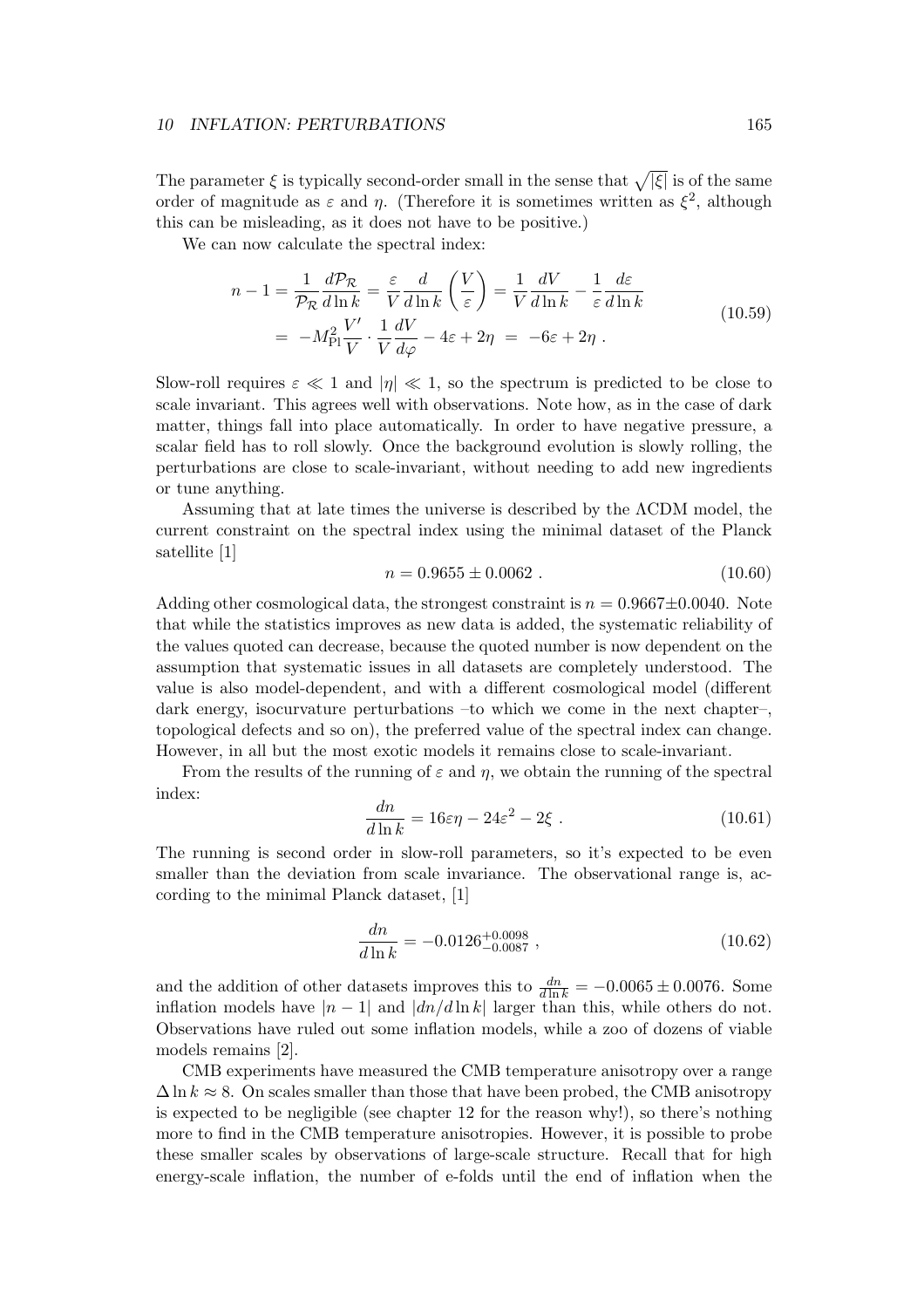The parameter $\xi$ is typically second-order small in the sense that $\sqrt{|\xi|}$ is of the same order of magnitude as $\varepsilon$ and $\eta$. (Therefore it is sometimes written as $\xi^2$, although this can be misleading, as it does not have to be positive.)

We can now calculate the spectral index:

$$
\begin{aligned}
n - 1 &= \frac{1}{\mathcal{P}_\mathcal{R}} \frac{d\mathcal{P}_\mathcal{R}}{d\ln k} = \frac{\varepsilon}{V} \frac{d}{d\ln k}\left(\frac{V}{\varepsilon}\right) = \frac{1}{V}\frac{dV}{d\ln k} - \frac{1}{\varepsilon}\frac{d\varepsilon}{d\ln k} \\
&= -M_{\rm Pl}^2 \frac{V'}{V} \cdot \frac{1}{V}\frac{dV}{d\varphi} - 4\varepsilon + 2\eta \;=\; -6\varepsilon + 2\eta \; .
\end{aligned}
\tag{10.59}
$$

Slow-roll requires $\varepsilon \ll 1$ and $|\eta| \ll 1$, so the spectrum is predicted to be close to scale invariant. This agrees well with observations. Note how, as in the case of dark matter, things fall into place automatically. In order to have negative pressure, a scalar field has to roll slowly. Once the background evolution is slowly rolling, the perturbations are close to scale-invariant, without needing to add new ingredients or tune anything.

Assuming that at late times the universe is described by the ΛCDM model, the current constraint on the spectral index using the minimal dataset of the Planck satellite [1]

$$
n = 0.9655 \pm 0.0062 \; . \tag{10.60}
$$

Adding other cosmological data, the strongest constraint is $n = 0.9667 \pm 0.0040$. Note that while the statistics improves as new data is added, the systematic reliability of the values quoted can decrease, because the quoted number is now dependent on the assumption that systematic issues in all datasets are completely understood. The value is also model-dependent, and with a different cosmological model (different dark energy, isocurvature perturbations –to which we come in the next chapter–, topological defects and so on), the preferred value of the spectral index can change. However, in all but the most exotic models it remains close to scale-invariant.

From the results of the running of $\varepsilon$ and $\eta$, we obtain the running of the spectral index:

$$
\frac{dn}{d\ln k} = 16\varepsilon\eta - 24\varepsilon^2 - 2\xi \; . \tag{10.61}
$$

The running is second order in slow-roll parameters, so it's expected to be even smaller than the deviation from scale invariance. The observational range is, according to the minimal Planck dataset, [1]

$$
\frac{dn}{d\ln k} = -0.0126^{+0.0098}_{-0.0087} \; , \tag{10.62}
$$

and the addition of other datasets improves this to $\frac{dn}{d\ln k} = -0.0065 \pm 0.0076$. Some inflation models have $|n-1|$ and $|dn/d\ln k|$ larger than this, while others do not. Observations have ruled out some inflation models, while a zoo of dozens of viable models remains [2].

CMB experiments have measured the CMB temperature anisotropy over a range $\Delta \ln k \approx 8$. On scales smaller than those that have been probed, the CMB anisotropy is expected to be negligible (see chapter 12 for the reason why!), so there's nothing more to find in the CMB temperature anisotropies. However, it is possible to probe these smaller scales by observations of large-scale structure. Recall that for high energy-scale inflation, the number of e-folds until the end of inflation when the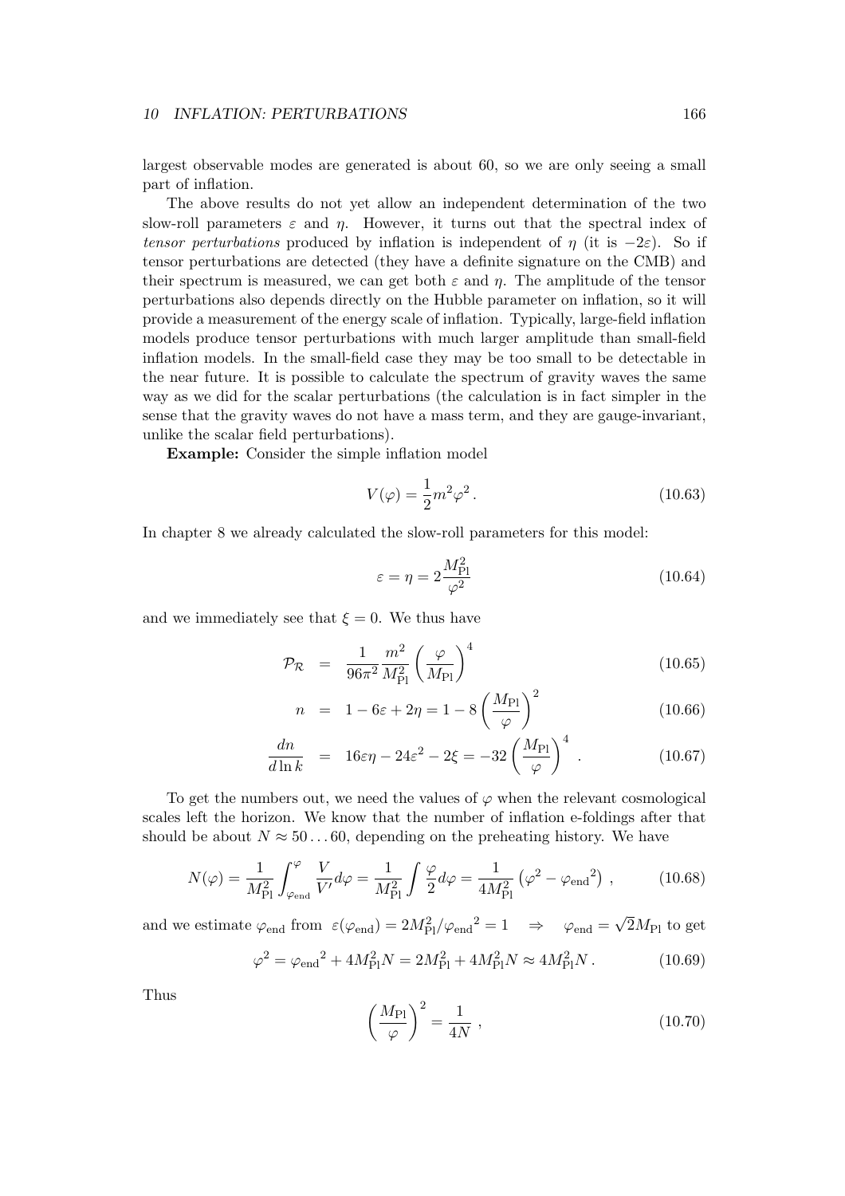largest observable modes are generated is about 60, so we are only seeing a small part of inflation.

The above results do not yet allow an independent determination of the two slow-roll parameters $\varepsilon$ and $\eta$. However, it turns out that the spectral index of *tensor perturbations* produced by inflation is independent of $\eta$ (it is $-2\varepsilon$). So if tensor perturbations are detected (they have a definite signature on the CMB) and their spectrum is measured, we can get both $\varepsilon$ and $\eta$. The amplitude of the tensor perturbations also depends directly on the Hubble parameter on inflation, so it will provide a measurement of the energy scale of inflation. Typically, large-field inflation models produce tensor perturbations with much larger amplitude than small-field inflation models. In the small-field case they may be too small to be detectable in the near future. It is possible to calculate the spectrum of gravity waves the same way as we did for the scalar perturbations (the calculation is in fact simpler in the sense that the gravity waves do not have a mass term, and they are gauge-invariant, unlike the scalar field perturbations).

**Example:** Consider the simple inflation model

$$V(\varphi) = \frac{1}{2}m^2\varphi^2\,. \tag{10.63}$$

In chapter 8 we already calculated the slow-roll parameters for this model:

$$\varepsilon = \eta = 2\frac{M_{\rm Pl}^2}{\varphi^2} \tag{10.64}$$

and we immediately see that $\xi = 0$. We thus have

$$\mathcal{P}_{\mathcal{R}} = \frac{1}{96\pi^2}\frac{m^2}{M_{\rm Pl}^2}\left(\frac{\varphi}{M_{\rm Pl}}\right)^4 \tag{10.65}$$

$$n = 1 - 6\varepsilon + 2\eta = 1 - 8\left(\frac{M_{\rm Pl}}{\varphi}\right)^2 \tag{10.66}$$

$$\frac{dn}{d\ln k} = 16\varepsilon\eta - 24\varepsilon^2 - 2\xi = -32\left(\frac{M_{\rm Pl}}{\varphi}\right)^4\,. \tag{10.67}$$

To get the numbers out, we need the values of $\varphi$ when the relevant cosmological scales left the horizon. We know that the number of inflation e-foldings after that should be about $N \approx 50\ldots60$, depending on the preheating history. We have

$$N(\varphi) = \frac{1}{M_{\rm Pl}^2}\int_{\varphi_{\rm end}}^{\varphi}\frac{V}{V'}d\varphi = \frac{1}{M_{\rm Pl}^2}\int\frac{\varphi}{2}d\varphi = \frac{1}{4M_{\rm Pl}^2}\left(\varphi^2 - {\varphi_{\rm end}}^2\right)\,, \tag{10.68}$$

and we estimate $\varphi_{\rm end}$ from $\varepsilon(\varphi_{\rm end}) = 2M_{\rm Pl}^2/{\varphi_{\rm end}}^2 = 1 \quad \Rightarrow \quad \varphi_{\rm end} = \sqrt{2}M_{\rm Pl}$ to get

$$\varphi^2 = {\varphi_{\rm end}}^2 + 4M_{\rm Pl}^2N = 2M_{\rm Pl}^2 + 4M_{\rm Pl}^2N \approx 4M_{\rm Pl}^2N\,. \tag{10.69}$$

Thus

$$\left(\frac{M_{\rm Pl}}{\varphi}\right)^2 = \frac{1}{4N}\,, \tag{10.70}$$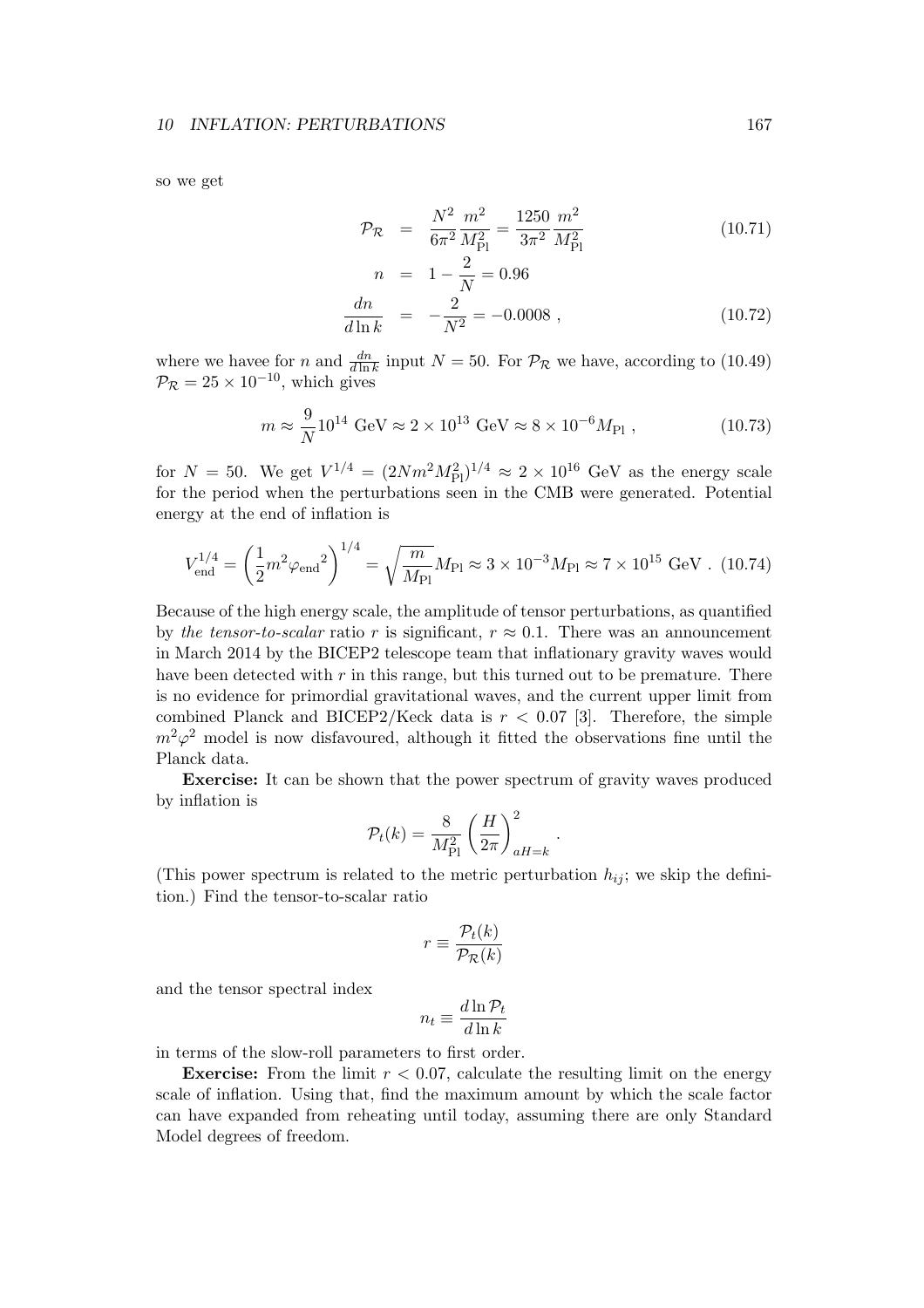so we get

$$
\begin{aligned}
\mathcal{P}_\mathcal{R} &= \frac{N^2}{6\pi^2}\frac{m^2}{M_{\text{Pl}}^2} = \frac{1250}{3\pi^2}\frac{m^2}{M_{\text{Pl}}^2} \qquad (10.71)\\
n &= 1 - \frac{2}{N} = 0.96 \\
\frac{dn}{d\ln k} &= -\frac{2}{N^2} = -0.0008 \,, \qquad (10.72)
\end{aligned}
$$

where we havee for $n$ and $\frac{dn}{d\ln k}$ input $N = 50$. For $\mathcal{P}_\mathcal{R}$ we have, according to (10.49) $\mathcal{P}_\mathcal{R} = 25 \times 10^{-10}$, which gives

$$
m \approx \frac{9}{N} 10^{14}\ \text{GeV} \approx 2 \times 10^{13}\ \text{GeV} \approx 8 \times 10^{-6} M_{\text{Pl}}\,, \qquad (10.73)
$$

for $N = 50$. We get $V^{1/4} = (2Nm^2M_{\text{Pl}}^2)^{1/4} \approx 2 \times 10^{16}$ GeV as the energy scale for the period when the perturbations seen in the CMB were generated. Potential energy at the end of inflation is

$$
V_{\text{end}}^{1/4} = \left(\frac{1}{2}m^2{\varphi_{\text{end}}}^2\right)^{1/4} = \sqrt{\frac{m}{M_{\text{Pl}}}}M_{\text{Pl}} \approx 3 \times 10^{-3} M_{\text{Pl}} \approx 7 \times 10^{15}\ \text{GeV}\,. \qquad (10.74)
$$

Because of the high energy scale, the amplitude of tensor perturbations, as quantified by *the tensor-to-scalar* ratio $r$ is significant, $r \approx 0.1$. There was an announcement in March 2014 by the BICEP2 telescope team that inflationary gravity waves would have been detected with $r$ in this range, but this turned out to be premature. There is no evidence for primordial gravitational waves, and the current upper limit from combined Planck and BICEP2/Keck data is $r < 0.07$ [3]. Therefore, the simple $m^2\varphi^2$ model is now disfavoured, although it fitted the observations fine until the Planck data.

**Exercise:** It can be shown that the power spectrum of gravity waves produced by inflation is

$$
\mathcal{P}_t(k) = \frac{8}{M_{\text{Pl}}^2}\left(\frac{H}{2\pi}\right)^2_{aH=k}\,.
$$

(This power spectrum is related to the metric perturbation $h_{ij}$; we skip the definition.) Find the tensor-to-scalar ratio

$$
r \equiv \frac{\mathcal{P}_t(k)}{\mathcal{P}_\mathcal{R}(k)}
$$

and the tensor spectral index

$$
n_t \equiv \frac{d\ln\mathcal{P}_t}{d\ln k}
$$

in terms of the slow-roll parameters to first order.

**Exercise:** From the limit $r < 0.07$, calculate the resulting limit on the energy scale of inflation. Using that, find the maximum amount by which the scale factor can have expanded from reheating until today, assuming there are only Standard Model degrees of freedom.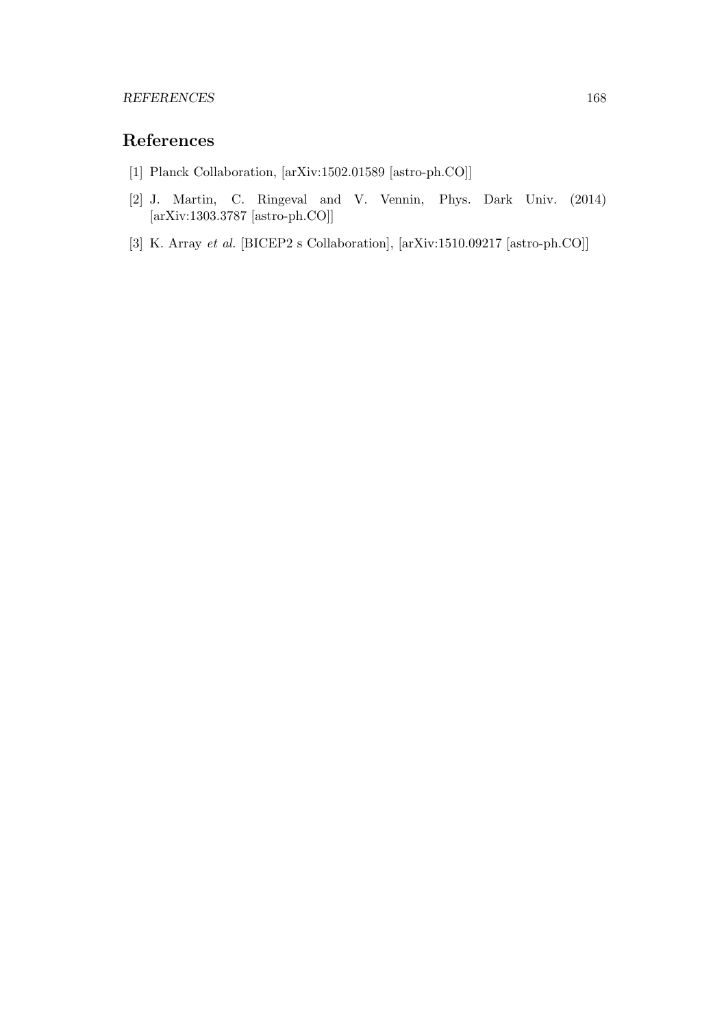## References

[1] Planck Collaboration, [arXiv:1502.01589 [astro-ph.CO]]

[2] J. Martin, C. Ringeval and V. Vennin, Phys. Dark Univ. (2014) [arXiv:1303.3787 [astro-ph.CO]]

[3] K. Array *et al.* [BICEP2 s Collaboration], [arXiv:1510.09217 [astro-ph.CO]]